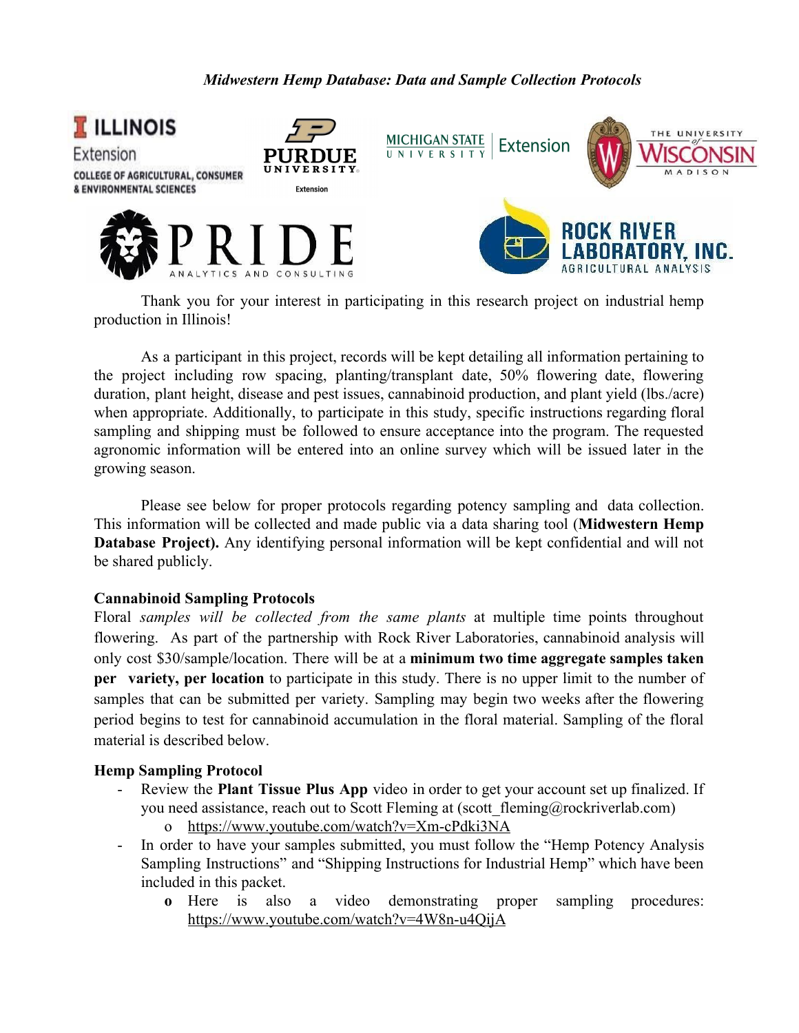*Midwestern Hemp Database: Data and Sample Collection Protocols*

Thank you for your interest in participating in this research project on industrial hemp production in Illinois!

As a participant in this project, records will be kept detailing all information pertaining to the project including row spacing, planting/transplant date, 50% flowering date, flowering duration, plant height, disease and pest issues, cannabinoid production, and plant yield (lbs./acre) when appropriate. Additionally, to participate in this study, specific instructions regarding floral sampling and shipping must be followed to ensure acceptance into the program. The requested agronomic information will be entered into an online survey which will be issued later in the growing season.

Please see below for proper protocols regarding potency sampling and data collection. This information will be collected and made public via a data sharing tool (**Midwestern Hemp Database Project).** Any identifying personal information will be kept confidential and will not be shared publicly.

**Cannabinoid Sampling Protocols**

Floral *samples will be collected from the same plants* at multiple time points throughout flowering. As part of the partnership with Rock River Laboratories, cannabinoid analysis will only cost $30/sample/location. There will be at a **minimum two time aggregate samples taken per variety, per location** to participate in this study. There is no upper limit to the number of samples that can be submitted per variety. Sampling may begin two weeks after the flowering period begins to test for cannabinoid accumulation in the floral material. Sampling of the floral material is described below.

**Hemp Sampling Protocol**

- Review the **Plant Tissue Plus App** video in order to get your account set up finalized. If you need assistance, reach out to Scott Fleming at (scott_fleming@rockriverlab.com)
    - https://www.youtube.com/watch?v=Xm-cPdki3NA
- In order to have your samples submitted, you must follow the "Hemp Potency Analysis Sampling Instructions" and "Shipping Instructions for Industrial Hemp" which have been included in this packet.
    - Here is also a video demonstrating proper sampling procedures: https://www.youtube.com/watch?v=4W8n-u4QijA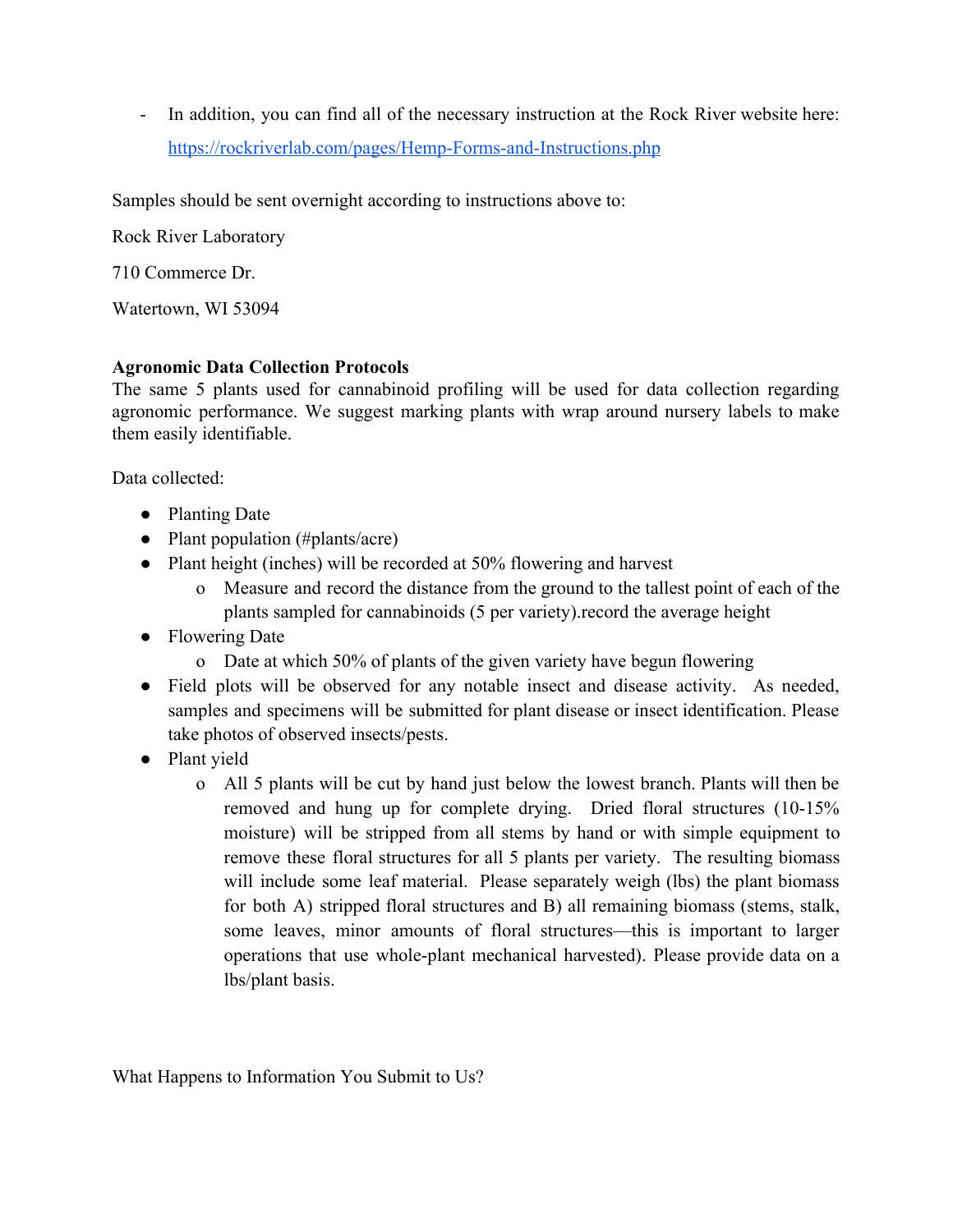- In addition, you can find all of the necessary instruction at the Rock River website here: https://rockriverlab.com/pages/Hemp-Forms-and-Instructions.php

Samples should be sent overnight according to instructions above to:

Rock River Laboratory

710 Commerce Dr.

Watertown, WI 53094

**Agronomic Data Collection Protocols**

The same 5 plants used for cannabinoid profiling will be used for data collection regarding agronomic performance. We suggest marking plants with wrap around nursery labels to make them easily identifiable.

Data collected:

- Planting Date
- Plant population (#plants/acre)
- Plant height (inches) will be recorded at 50% flowering and harvest
    - Measure and record the distance from the ground to the tallest point of each of the plants sampled for cannabinoids (5 per variety).record the average height
- Flowering Date
    - Date at which 50% of plants of the given variety have begun flowering
- Field plots will be observed for any notable insect and disease activity. As needed, samples and specimens will be submitted for plant disease or insect identification. Please take photos of observed insects/pests.
- Plant yield
    - All 5 plants will be cut by hand just below the lowest branch. Plants will then be removed and hung up for complete drying. Dried floral structures (10-15% moisture) will be stripped from all stems by hand or with simple equipment to remove these floral structures for all 5 plants per variety. The resulting biomass will include some leaf material. Please separately weigh (lbs) the plant biomass for both A) stripped floral structures and B) all remaining biomass (stems, stalk, some leaves, minor amounts of floral structures—this is important to larger operations that use whole-plant mechanical harvested). Please provide data on a lbs/plant basis.

What Happens to Information You Submit to Us?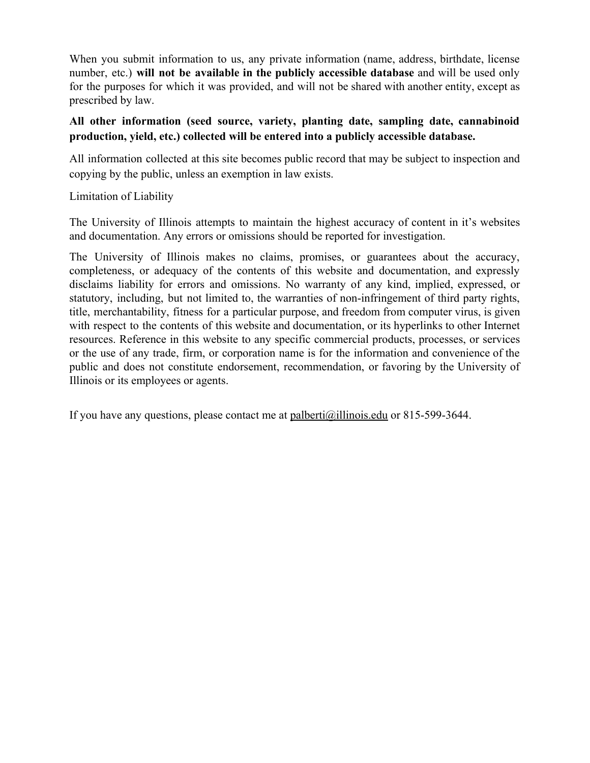When you submit information to us, any private information (name, address, birthdate, license number, etc.) **will not be available in the publicly accessible database** and will be used only for the purposes for which it was provided, and will not be shared with another entity, except as prescribed by law.

**All other information (seed source, variety, planting date, sampling date, cannabinoid production, yield, etc.) collected will be entered into a publicly accessible database.**

All information collected at this site becomes public record that may be subject to inspection and copying by the public, unless an exemption in law exists.

Limitation of Liability

The University of Illinois attempts to maintain the highest accuracy of content in it's websites and documentation. Any errors or omissions should be reported for investigation.

The University of Illinois makes no claims, promises, or guarantees about the accuracy, completeness, or adequacy of the contents of this website and documentation, and expressly disclaims liability for errors and omissions. No warranty of any kind, implied, expressed, or statutory, including, but not limited to, the warranties of non-infringement of third party rights, title, merchantability, fitness for a particular purpose, and freedom from computer virus, is given with respect to the contents of this website and documentation, or its hyperlinks to other Internet resources. Reference in this website to any specific commercial products, processes, or services or the use of any trade, firm, or corporation name is for the information and convenience of the public and does not constitute endorsement, recommendation, or favoring by the University of Illinois or its employees or agents.

If you have any questions, please contact me at palberti@illinois.edu or 815-599-3644.